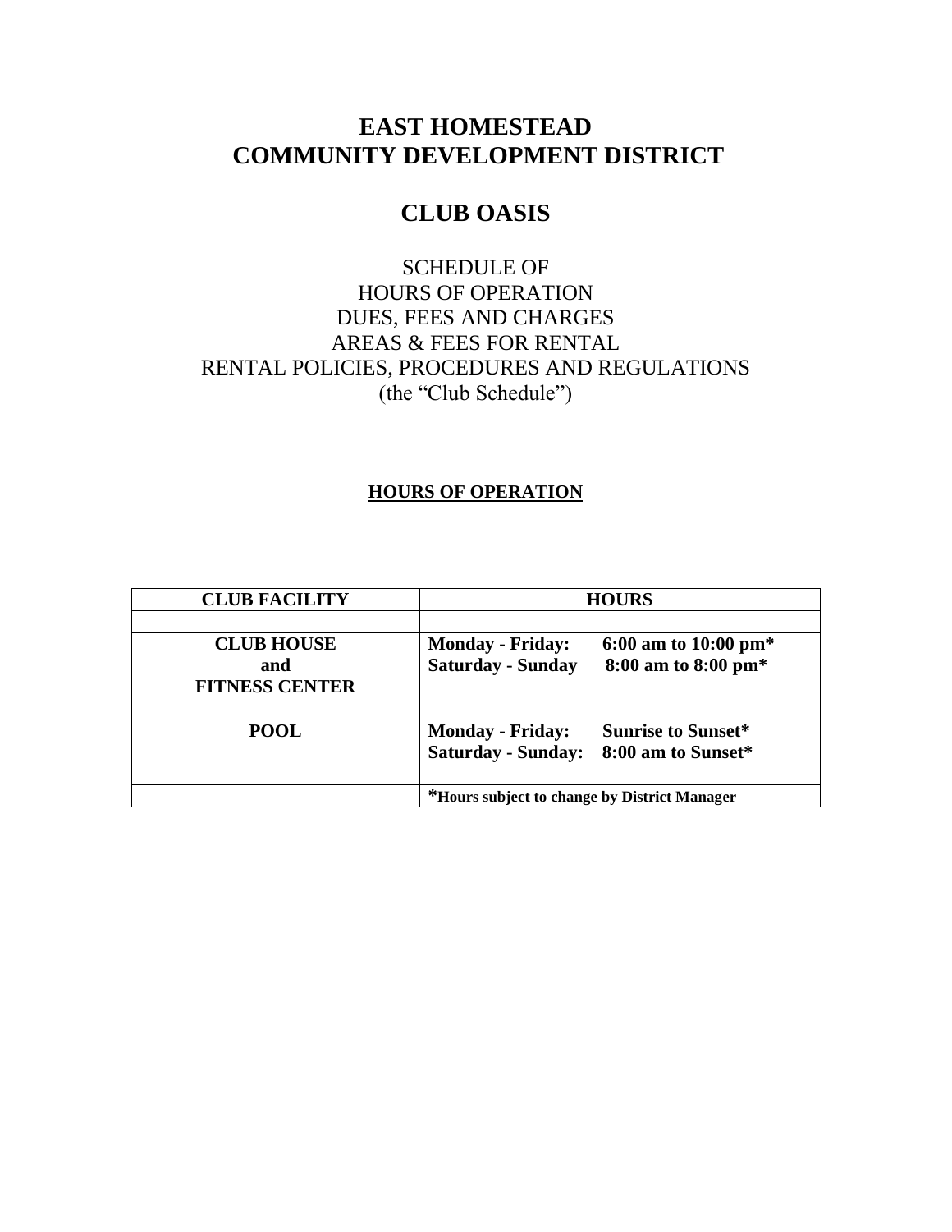# EAST HOMESTEAD COMMUNITY DEVELOPMENT DISTRICT

## CLUB OASIS

SCHEDULE OF
HOURS OF OPERATION
DUES, FEES AND CHARGES
AREAS & FEES FOR RENTAL
RENTAL POLICIES, PROCEDURES AND REGULATIONS
(the "Club Schedule")

### HOURS OF OPERATION

| CLUB FACILITY | HOURS |
|---|---|
| | |
| **CLUB HOUSE and FITNESS CENTER** | **Monday - Friday: 6:00 am to 10:00 pm***<br>**Saturday - Sunday 8:00 am to 8:00 pm*** |
| **POOL** | **Monday - Friday: Sunrise to Sunset***<br>**Saturday - Sunday: 8:00 am to Sunset*** |
| | ***Hours subject to change by District Manager** |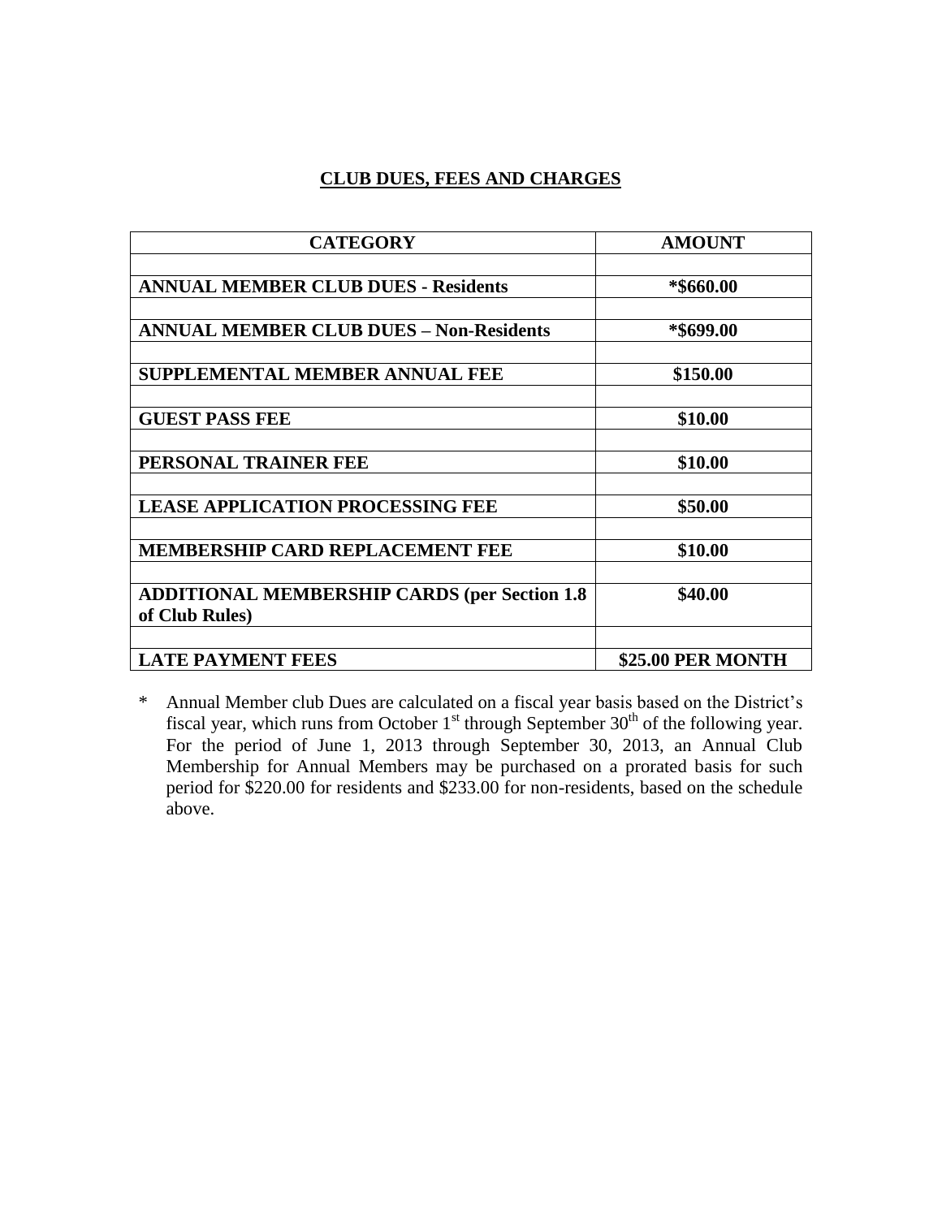## CLUB DUES, FEES AND CHARGES

| CATEGORY | AMOUNT |
|---|---|
| **ANNUAL MEMBER CLUB DUES - Residents** | **\*$660.00** |
| **ANNUAL MEMBER CLUB DUES – Non-Residents** | **\*$699.00** |
| **SUPPLEMENTAL MEMBER ANNUAL FEE** | **$150.00** |
| **GUEST PASS FEE** | **$10.00** |
| **PERSONAL TRAINER FEE** | **$10.00** |
| **LEASE APPLICATION PROCESSING FEE** | **$50.00** |
| **MEMBERSHIP CARD REPLACEMENT FEE** | **$10.00** |
| **ADDITIONAL MEMBERSHIP CARDS (per Section 1.8 of Club Rules)** | **$40.00** |
| **LATE PAYMENT FEES** | **$25.00 PER MONTH** |

\* Annual Member club Dues are calculated on a fiscal year basis based on the District's fiscal year, which runs from October 1st through September 30th of the following year. For the period of June 1, 2013 through September 30, 2013, an Annual Club Membership for Annual Members may be purchased on a prorated basis for such period for $220.00 for residents and $233.00 for non-residents, based on the schedule above.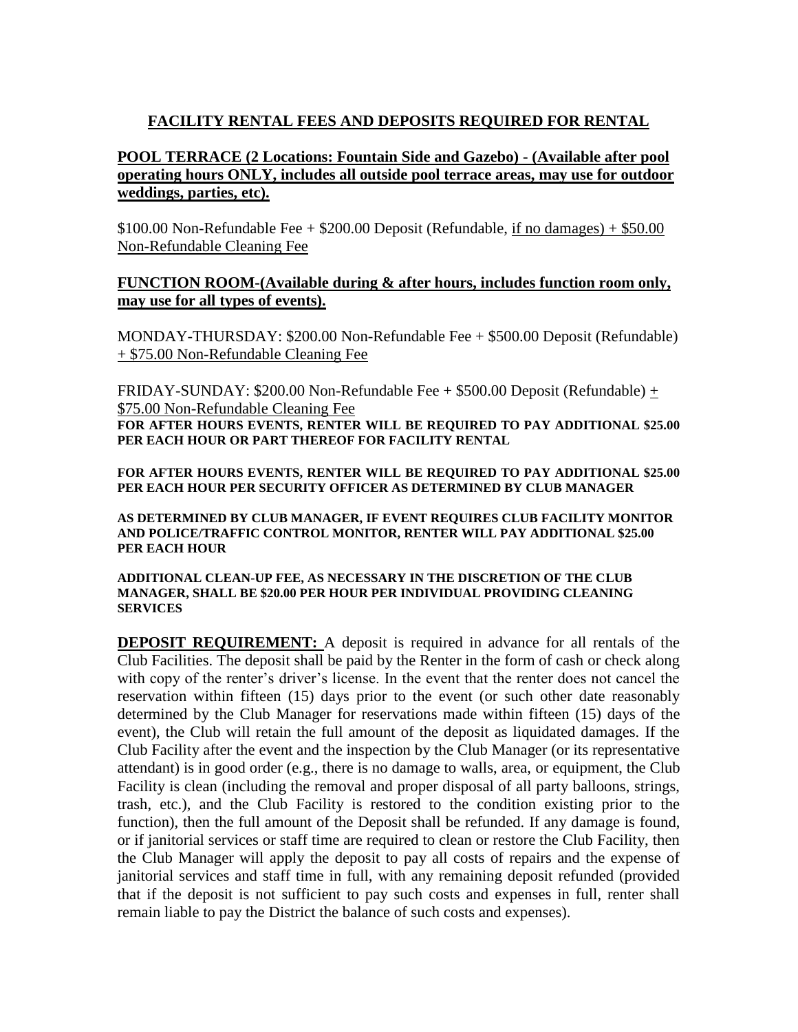## FACILITY RENTAL FEES AND DEPOSITS REQUIRED FOR RENTAL

**POOL TERRACE (2 Locations: Fountain Side and Gazebo) - (Available after pool operating hours ONLY, includes all outside pool terrace areas, may use for outdoor weddings, parties, etc).**

$100.00 Non-Refundable Fee + $200.00 Deposit (Refundable, if no damages) + $50.00 Non-Refundable Cleaning Fee

**FUNCTION ROOM-(Available during & after hours, includes function room only, may use for all types of events).**

MONDAY-THURSDAY: $200.00 Non-Refundable Fee + $500.00 Deposit (Refundable) + $75.00 Non-Refundable Cleaning Fee

FRIDAY-SUNDAY: $200.00 Non-Refundable Fee + $500.00 Deposit (Refundable) + $75.00 Non-Refundable Cleaning Fee

**FOR AFTER HOURS EVENTS, RENTER WILL BE REQUIRED TO PAY ADDITIONAL $25.00 PER EACH HOUR OR PART THEREOF FOR FACILITY RENTAL**

**FOR AFTER HOURS EVENTS, RENTER WILL BE REQUIRED TO PAY ADDITIONAL $25.00 PER EACH HOUR PER SECURITY OFFICER AS DETERMINED BY CLUB MANAGER**

**AS DETERMINED BY CLUB MANAGER, IF EVENT REQUIRES CLUB FACILITY MONITOR AND POLICE/TRAFFIC CONTROL MONITOR, RENTER WILL PAY ADDITIONAL $25.00 PER EACH HOUR**

**ADDITIONAL CLEAN-UP FEE, AS NECESSARY IN THE DISCRETION OF THE CLUB MANAGER, SHALL BE $20.00 PER HOUR PER INDIVIDUAL PROVIDING CLEANING SERVICES**

**DEPOSIT REQUIREMENT:** A deposit is required in advance for all rentals of the Club Facilities. The deposit shall be paid by the Renter in the form of cash or check along with copy of the renter's driver's license. In the event that the renter does not cancel the reservation within fifteen (15) days prior to the event (or such other date reasonably determined by the Club Manager for reservations made within fifteen (15) days of the event), the Club will retain the full amount of the deposit as liquidated damages. If the Club Facility after the event and the inspection by the Club Manager (or its representative attendant) is in good order (e.g., there is no damage to walls, area, or equipment, the Club Facility is clean (including the removal and proper disposal of all party balloons, strings, trash, etc.), and the Club Facility is restored to the condition existing prior to the function), then the full amount of the Deposit shall be refunded. If any damage is found, or if janitorial services or staff time are required to clean or restore the Club Facility, then the Club Manager will apply the deposit to pay all costs of repairs and the expense of janitorial services and staff time in full, with any remaining deposit refunded (provided that if the deposit is not sufficient to pay such costs and expenses in full, renter shall remain liable to pay the District the balance of such costs and expenses).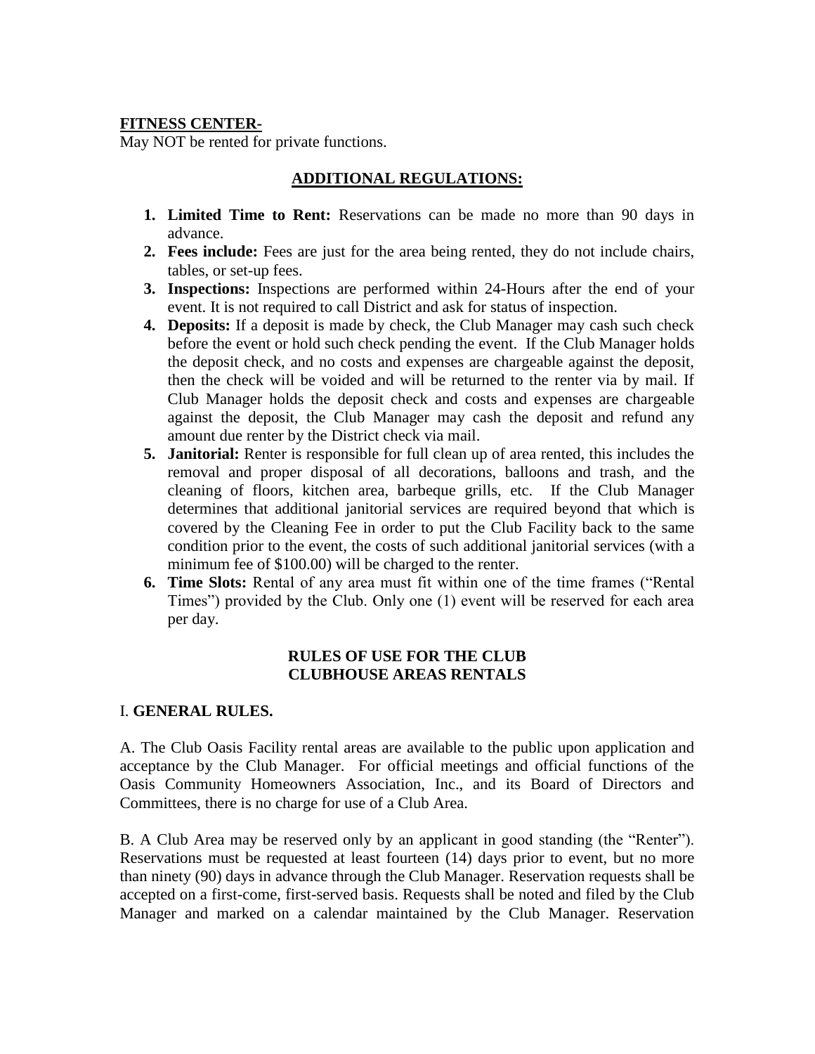**FITNESS CENTER-**

May NOT be rented for private functions.

## ADDITIONAL REGULATIONS:

1. **Limited Time to Rent:** Reservations can be made no more than 90 days in advance.
2. **Fees include:** Fees are just for the area being rented, they do not include chairs, tables, or set-up fees.
3. **Inspections:** Inspections are performed within 24-Hours after the end of your event. It is not required to call District and ask for status of inspection.
4. **Deposits:** If a deposit is made by check, the Club Manager may cash such check before the event or hold such check pending the event. If the Club Manager holds the deposit check, and no costs and expenses are chargeable against the deposit, then the check will be voided and will be returned to the renter via by mail. If Club Manager holds the deposit check and costs and expenses are chargeable against the deposit, the Club Manager may cash the deposit and refund any amount due renter by the District check via mail.
5. **Janitorial:** Renter is responsible for full clean up of area rented, this includes the removal and proper disposal of all decorations, balloons and trash, and the cleaning of floors, kitchen area, barbeque grills, etc. If the Club Manager determines that additional janitorial services are required beyond that which is covered by the Cleaning Fee in order to put the Club Facility back to the same condition prior to the event, the costs of such additional janitorial services (with a minimum fee of $100.00) will be charged to the renter.
6. **Time Slots:** Rental of any area must fit within one of the time frames ("Rental Times") provided by the Club. Only one (1) event will be reserved for each area per day.

## RULES OF USE FOR THE CLUB CLUBHOUSE AREAS RENTALS

### I. GENERAL RULES.

A. The Club Oasis Facility rental areas are available to the public upon application and acceptance by the Club Manager. For official meetings and official functions of the Oasis Community Homeowners Association, Inc., and its Board of Directors and Committees, there is no charge for use of a Club Area.

B. A Club Area may be reserved only by an applicant in good standing (the "Renter"). Reservations must be requested at least fourteen (14) days prior to event, but no more than ninety (90) days in advance through the Club Manager. Reservation requests shall be accepted on a first-come, first-served basis. Requests shall be noted and filed by the Club Manager and marked on a calendar maintained by the Club Manager. Reservation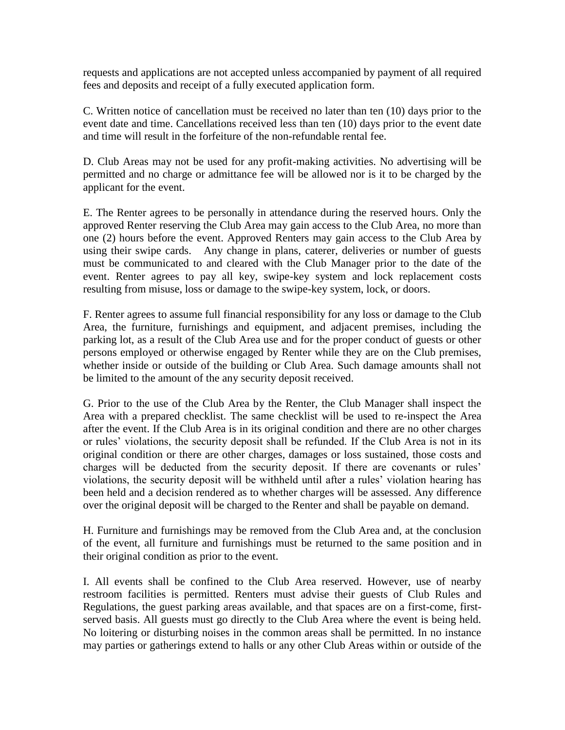requests and applications are not accepted unless accompanied by payment of all required fees and deposits and receipt of a fully executed application form.

C. Written notice of cancellation must be received no later than ten (10) days prior to the event date and time. Cancellations received less than ten (10) days prior to the event date and time will result in the forfeiture of the non-refundable rental fee.

D. Club Areas may not be used for any profit-making activities. No advertising will be permitted and no charge or admittance fee will be allowed nor is it to be charged by the applicant for the event.

E. The Renter agrees to be personally in attendance during the reserved hours. Only the approved Renter reserving the Club Area may gain access to the Club Area, no more than one (2) hours before the event. Approved Renters may gain access to the Club Area by using their swipe cards. Any change in plans, caterer, deliveries or number of guests must be communicated to and cleared with the Club Manager prior to the date of the event. Renter agrees to pay all key, swipe-key system and lock replacement costs resulting from misuse, loss or damage to the swipe-key system, lock, or doors.

F. Renter agrees to assume full financial responsibility for any loss or damage to the Club Area, the furniture, furnishings and equipment, and adjacent premises, including the parking lot, as a result of the Club Area use and for the proper conduct of guests or other persons employed or otherwise engaged by Renter while they are on the Club premises, whether inside or outside of the building or Club Area. Such damage amounts shall not be limited to the amount of the any security deposit received.

G. Prior to the use of the Club Area by the Renter, the Club Manager shall inspect the Area with a prepared checklist. The same checklist will be used to re-inspect the Area after the event. If the Club Area is in its original condition and there are no other charges or rules' violations, the security deposit shall be refunded. If the Club Area is not in its original condition or there are other charges, damages or loss sustained, those costs and charges will be deducted from the security deposit. If there are covenants or rules' violations, the security deposit will be withheld until after a rules' violation hearing has been held and a decision rendered as to whether charges will be assessed. Any difference over the original deposit will be charged to the Renter and shall be payable on demand.

H. Furniture and furnishings may be removed from the Club Area and, at the conclusion of the event, all furniture and furnishings must be returned to the same position and in their original condition as prior to the event.

I. All events shall be confined to the Club Area reserved. However, use of nearby restroom facilities is permitted. Renters must advise their guests of Club Rules and Regulations, the guest parking areas available, and that spaces are on a first-come, first-served basis. All guests must go directly to the Club Area where the event is being held. No loitering or disturbing noises in the common areas shall be permitted. In no instance may parties or gatherings extend to halls or any other Club Areas within or outside of the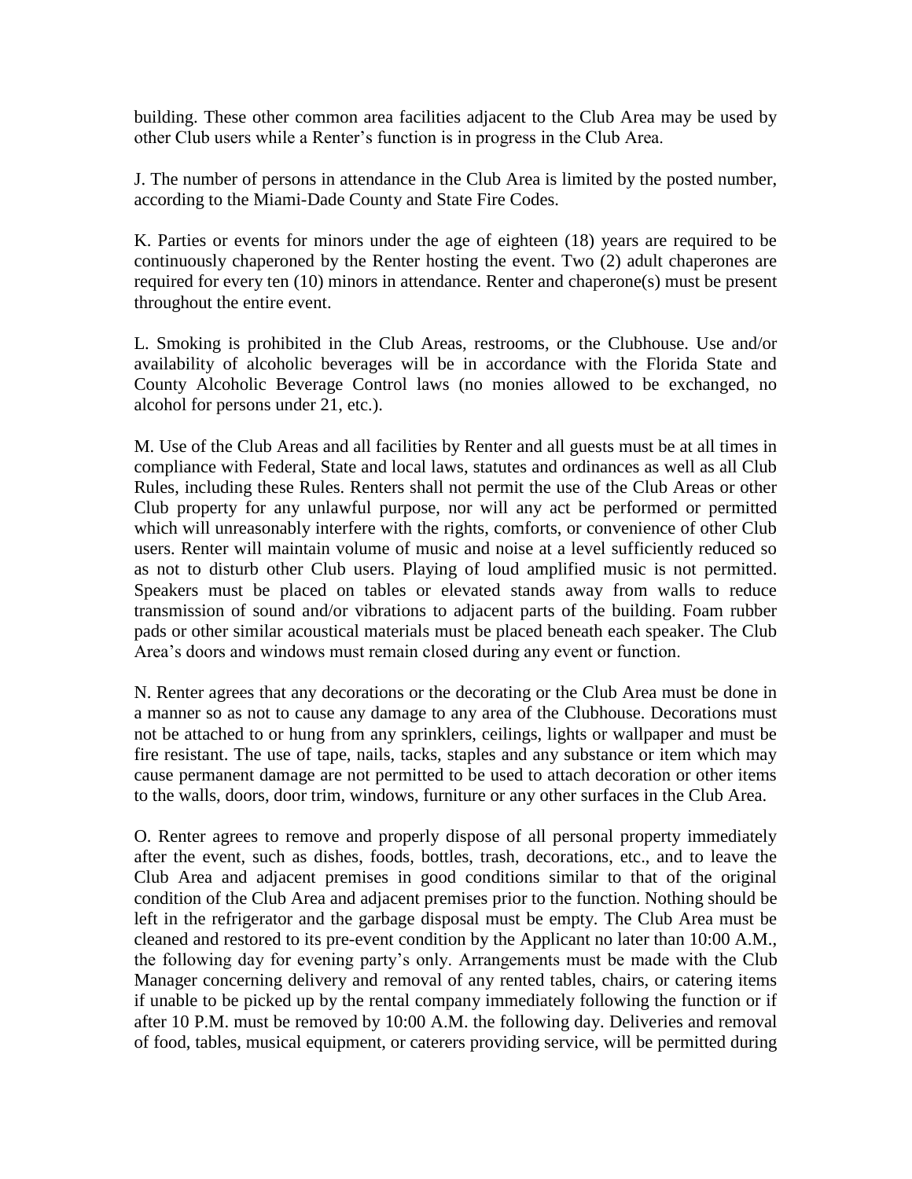building. These other common area facilities adjacent to the Club Area may be used by other Club users while a Renter's function is in progress in the Club Area.

J. The number of persons in attendance in the Club Area is limited by the posted number, according to the Miami-Dade County and State Fire Codes.

K. Parties or events for minors under the age of eighteen (18) years are required to be continuously chaperoned by the Renter hosting the event. Two (2) adult chaperones are required for every ten (10) minors in attendance. Renter and chaperone(s) must be present throughout the entire event.

L. Smoking is prohibited in the Club Areas, restrooms, or the Clubhouse. Use and/or availability of alcoholic beverages will be in accordance with the Florida State and County Alcoholic Beverage Control laws (no monies allowed to be exchanged, no alcohol for persons under 21, etc.).

M. Use of the Club Areas and all facilities by Renter and all guests must be at all times in compliance with Federal, State and local laws, statutes and ordinances as well as all Club Rules, including these Rules. Renters shall not permit the use of the Club Areas or other Club property for any unlawful purpose, nor will any act be performed or permitted which will unreasonably interfere with the rights, comforts, or convenience of other Club users. Renter will maintain volume of music and noise at a level sufficiently reduced so as not to disturb other Club users. Playing of loud amplified music is not permitted. Speakers must be placed on tables or elevated stands away from walls to reduce transmission of sound and/or vibrations to adjacent parts of the building. Foam rubber pads or other similar acoustical materials must be placed beneath each speaker. The Club Area's doors and windows must remain closed during any event or function.

N. Renter agrees that any decorations or the decorating or the Club Area must be done in a manner so as not to cause any damage to any area of the Clubhouse. Decorations must not be attached to or hung from any sprinklers, ceilings, lights or wallpaper and must be fire resistant. The use of tape, nails, tacks, staples and any substance or item which may cause permanent damage are not permitted to be used to attach decoration or other items to the walls, doors, door trim, windows, furniture or any other surfaces in the Club Area.

O. Renter agrees to remove and properly dispose of all personal property immediately after the event, such as dishes, foods, bottles, trash, decorations, etc., and to leave the Club Area and adjacent premises in good conditions similar to that of the original condition of the Club Area and adjacent premises prior to the function. Nothing should be left in the refrigerator and the garbage disposal must be empty. The Club Area must be cleaned and restored to its pre-event condition by the Applicant no later than 10:00 A.M., the following day for evening party's only. Arrangements must be made with the Club Manager concerning delivery and removal of any rented tables, chairs, or catering items if unable to be picked up by the rental company immediately following the function or if after 10 P.M. must be removed by 10:00 A.M. the following day. Deliveries and removal of food, tables, musical equipment, or caterers providing service, will be permitted during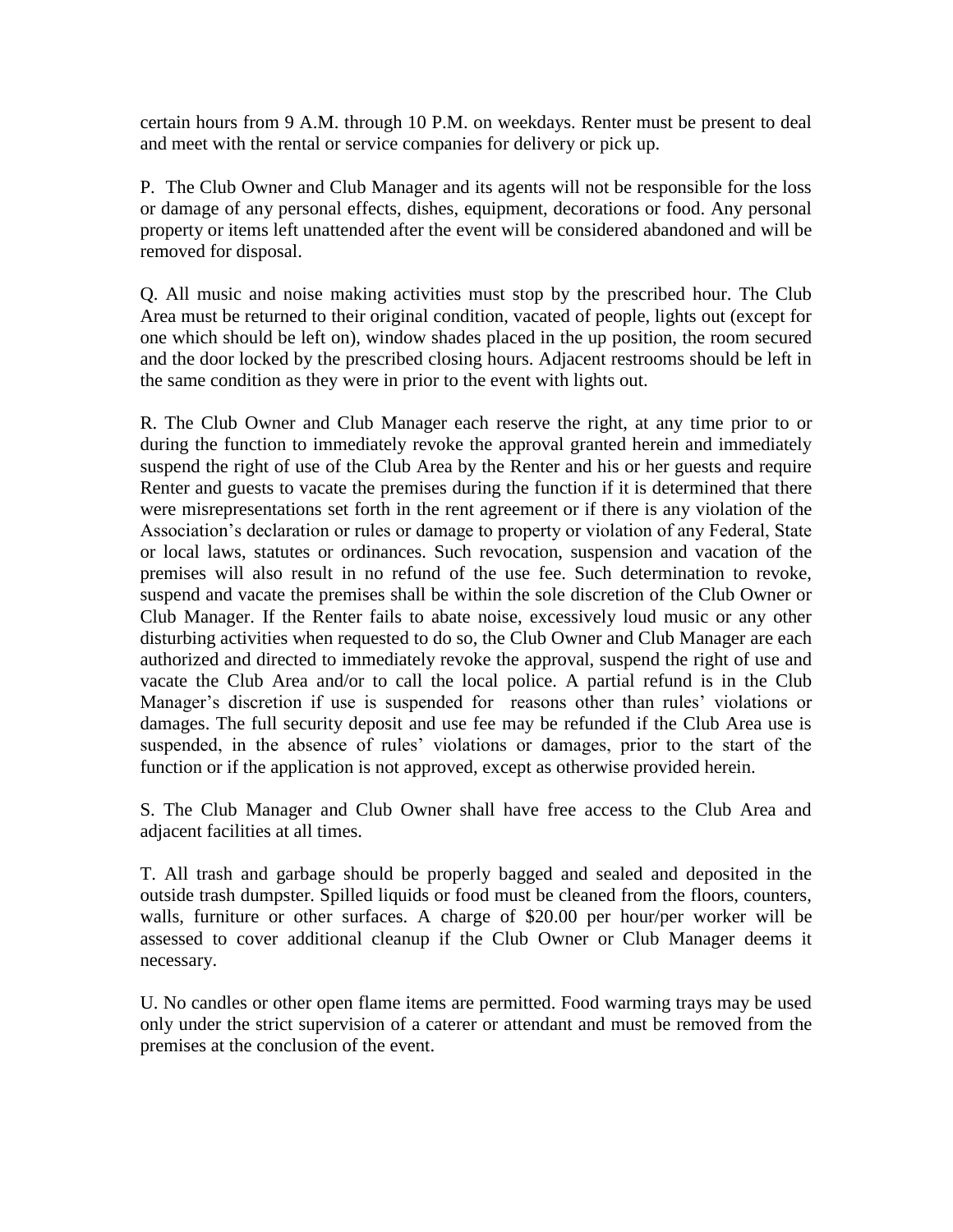certain hours from 9 A.M. through 10 P.M. on weekdays. Renter must be present to deal and meet with the rental or service companies for delivery or pick up.

P. The Club Owner and Club Manager and its agents will not be responsible for the loss or damage of any personal effects, dishes, equipment, decorations or food. Any personal property or items left unattended after the event will be considered abandoned and will be removed for disposal.

Q. All music and noise making activities must stop by the prescribed hour. The Club Area must be returned to their original condition, vacated of people, lights out (except for one which should be left on), window shades placed in the up position, the room secured and the door locked by the prescribed closing hours. Adjacent restrooms should be left in the same condition as they were in prior to the event with lights out.

R. The Club Owner and Club Manager each reserve the right, at any time prior to or during the function to immediately revoke the approval granted herein and immediately suspend the right of use of the Club Area by the Renter and his or her guests and require Renter and guests to vacate the premises during the function if it is determined that there were misrepresentations set forth in the rent agreement or if there is any violation of the Association's declaration or rules or damage to property or violation of any Federal, State or local laws, statutes or ordinances. Such revocation, suspension and vacation of the premises will also result in no refund of the use fee. Such determination to revoke, suspend and vacate the premises shall be within the sole discretion of the Club Owner or Club Manager. If the Renter fails to abate noise, excessively loud music or any other disturbing activities when requested to do so, the Club Owner and Club Manager are each authorized and directed to immediately revoke the approval, suspend the right of use and vacate the Club Area and/or to call the local police. A partial refund is in the Club Manager's discretion if use is suspended for reasons other than rules' violations or damages. The full security deposit and use fee may be refunded if the Club Area use is suspended, in the absence of rules' violations or damages, prior to the start of the function or if the application is not approved, except as otherwise provided herein.

S. The Club Manager and Club Owner shall have free access to the Club Area and adjacent facilities at all times.

T. All trash and garbage should be properly bagged and sealed and deposited in the outside trash dumpster. Spilled liquids or food must be cleaned from the floors, counters, walls, furniture or other surfaces. A charge of $20.00 per hour/per worker will be assessed to cover additional cleanup if the Club Owner or Club Manager deems it necessary.

U. No candles or other open flame items are permitted. Food warming trays may be used only under the strict supervision of a caterer or attendant and must be removed from the premises at the conclusion of the event.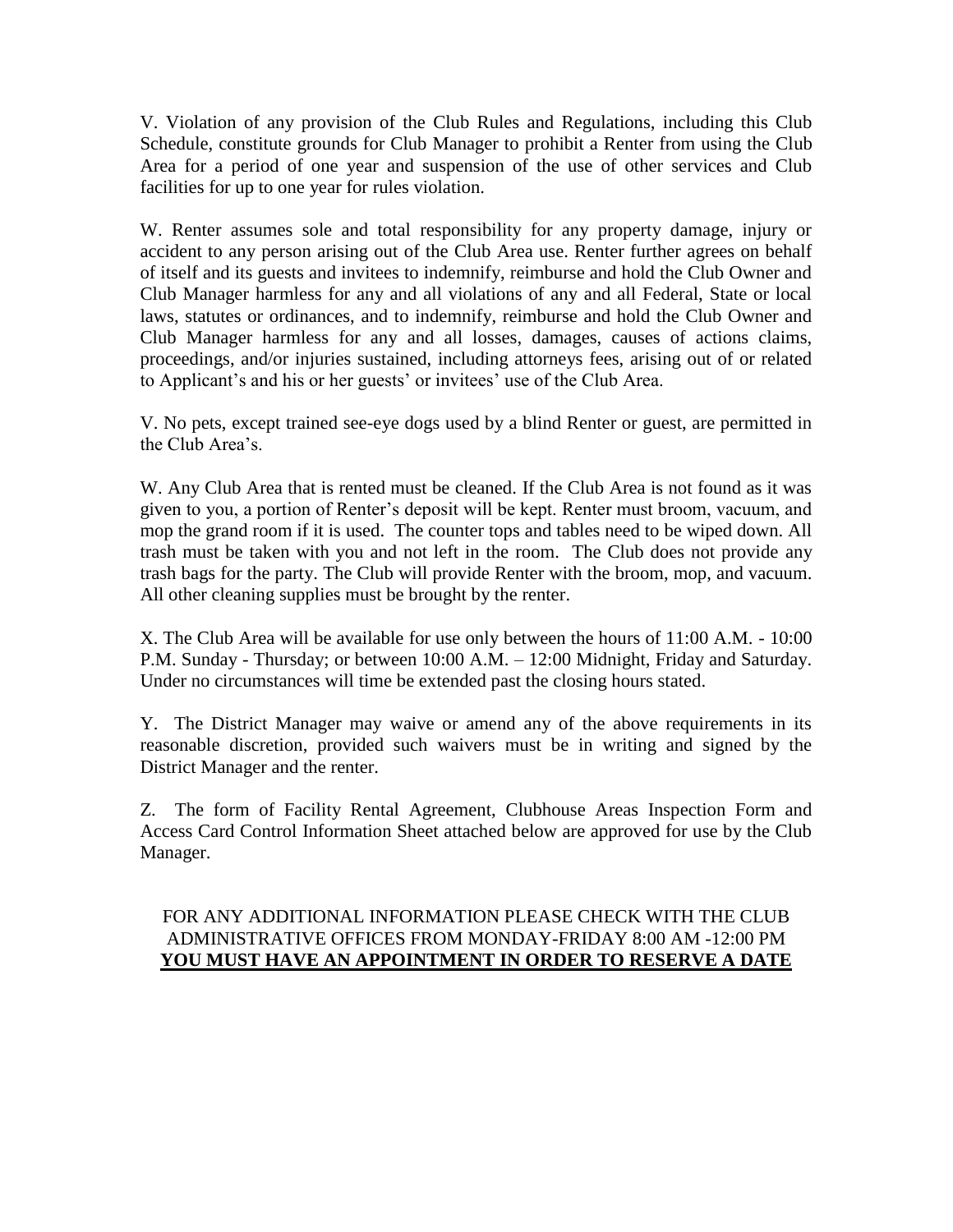V. Violation of any provision of the Club Rules and Regulations, including this Club Schedule, constitute grounds for Club Manager to prohibit a Renter from using the Club Area for a period of one year and suspension of the use of other services and Club facilities for up to one year for rules violation.

W. Renter assumes sole and total responsibility for any property damage, injury or accident to any person arising out of the Club Area use. Renter further agrees on behalf of itself and its guests and invitees to indemnify, reimburse and hold the Club Owner and Club Manager harmless for any and all violations of any and all Federal, State or local laws, statutes or ordinances, and to indemnify, reimburse and hold the Club Owner and Club Manager harmless for any and all losses, damages, causes of actions claims, proceedings, and/or injuries sustained, including attorneys fees, arising out of or related to Applicant's and his or her guests' or invitees' use of the Club Area.

V. No pets, except trained see-eye dogs used by a blind Renter or guest, are permitted in the Club Area's.

W. Any Club Area that is rented must be cleaned. If the Club Area is not found as it was given to you, a portion of Renter's deposit will be kept. Renter must broom, vacuum, and mop the grand room if it is used. The counter tops and tables need to be wiped down. All trash must be taken with you and not left in the room. The Club does not provide any trash bags for the party. The Club will provide Renter with the broom, mop, and vacuum. All other cleaning supplies must be brought by the renter.

X. The Club Area will be available for use only between the hours of 11:00 A.M. - 10:00 P.M. Sunday - Thursday; or between 10:00 A.M. – 12:00 Midnight, Friday and Saturday. Under no circumstances will time be extended past the closing hours stated.

Y. The District Manager may waive or amend any of the above requirements in its reasonable discretion, provided such waivers must be in writing and signed by the District Manager and the renter.

Z. The form of Facility Rental Agreement, Clubhouse Areas Inspection Form and Access Card Control Information Sheet attached below are approved for use by the Club Manager.

FOR ANY ADDITIONAL INFORMATION PLEASE CHECK WITH THE CLUB ADMINISTRATIVE OFFICES FROM MONDAY-FRIDAY 8:00 AM -12:00 PM

**YOU MUST HAVE AN APPOINTMENT IN ORDER TO RESERVE A DATE**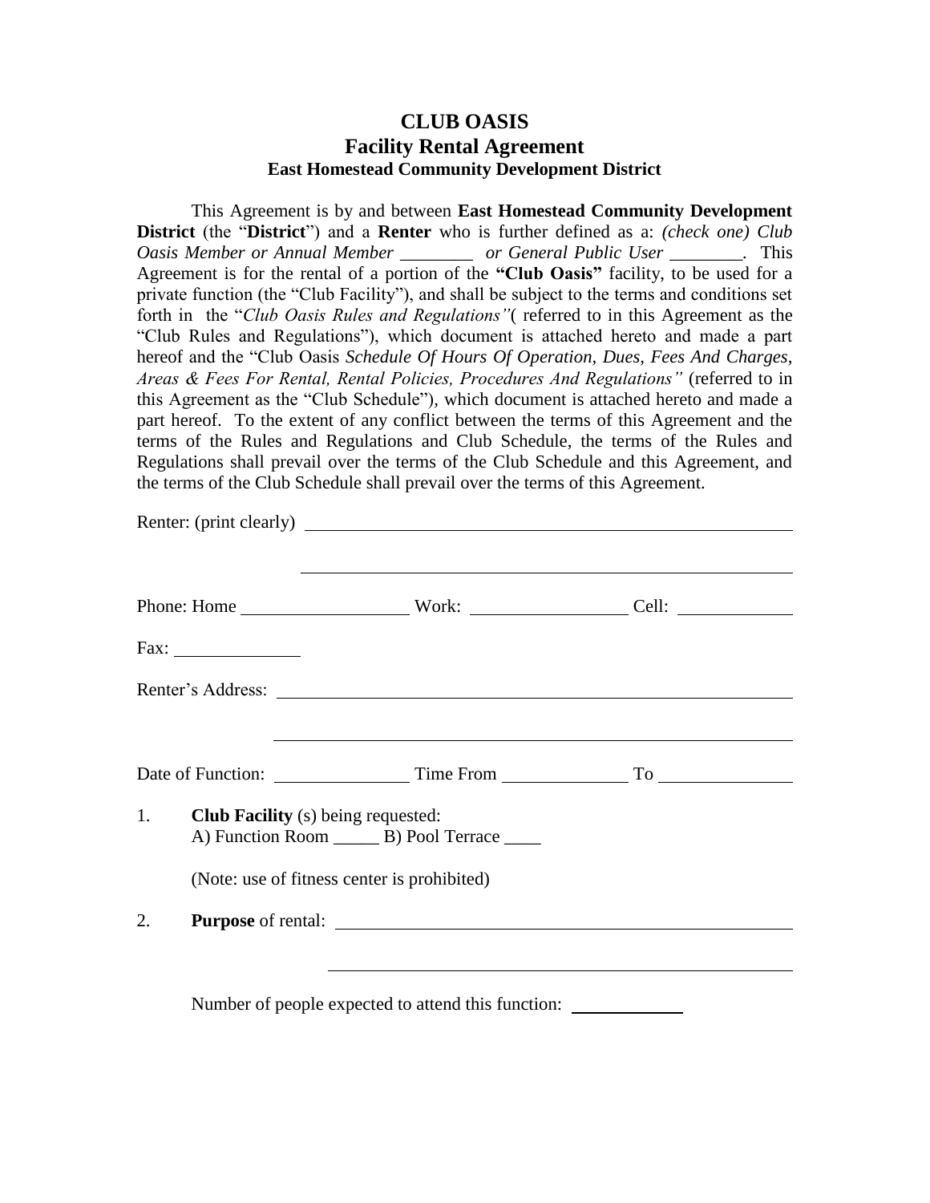# CLUB OASIS
## Facility Rental Agreement
### East Homestead Community Development District

This Agreement is by and between **East Homestead Community Development District** (the "**District**") and a **Renter** who is further defined as a: *(check one) Club Oasis Member or Annual Member* ________ *or General Public User* ________. This Agreement is for the rental of a portion of the **"Club Oasis"** facility, to be used for a private function (the "Club Facility"), and shall be subject to the terms and conditions set forth in the "*Club Oasis Rules and Regulations"*( referred to in this Agreement as the "Club Rules and Regulations"), which document is attached hereto and made a part hereof and the "Club Oasis *Schedule Of Hours Of Operation, Dues, Fees And Charges, Areas & Fees For Rental, Rental Policies, Procedures And Regulations"* (referred to in this Agreement as the "Club Schedule"), which document is attached hereto and made a part hereof. To the extent of any conflict between the terms of this Agreement and the terms of the Rules and Regulations and Club Schedule, the terms of the Rules and Regulations shall prevail over the terms of the Club Schedule and this Agreement, and the terms of the Club Schedule shall prevail over the terms of this Agreement.

Renter: (print clearly) ____________________________________________

____________________________________________

Phone: Home ________________ Work: ________________ Cell: ____________

Fax: ____________

Renter's Address: ____________________________________________

____________________________________________

Date of Function: ______________ Time From ____________ To ______________

1. **Club Facility** (s) being requested:
   A) Function Room _____ B) Pool Terrace ____

   (Note: use of fitness center is prohibited)

2. **Purpose** of rental: ____________________________________________

   ____________________________________________

   Number of people expected to attend this function: ____________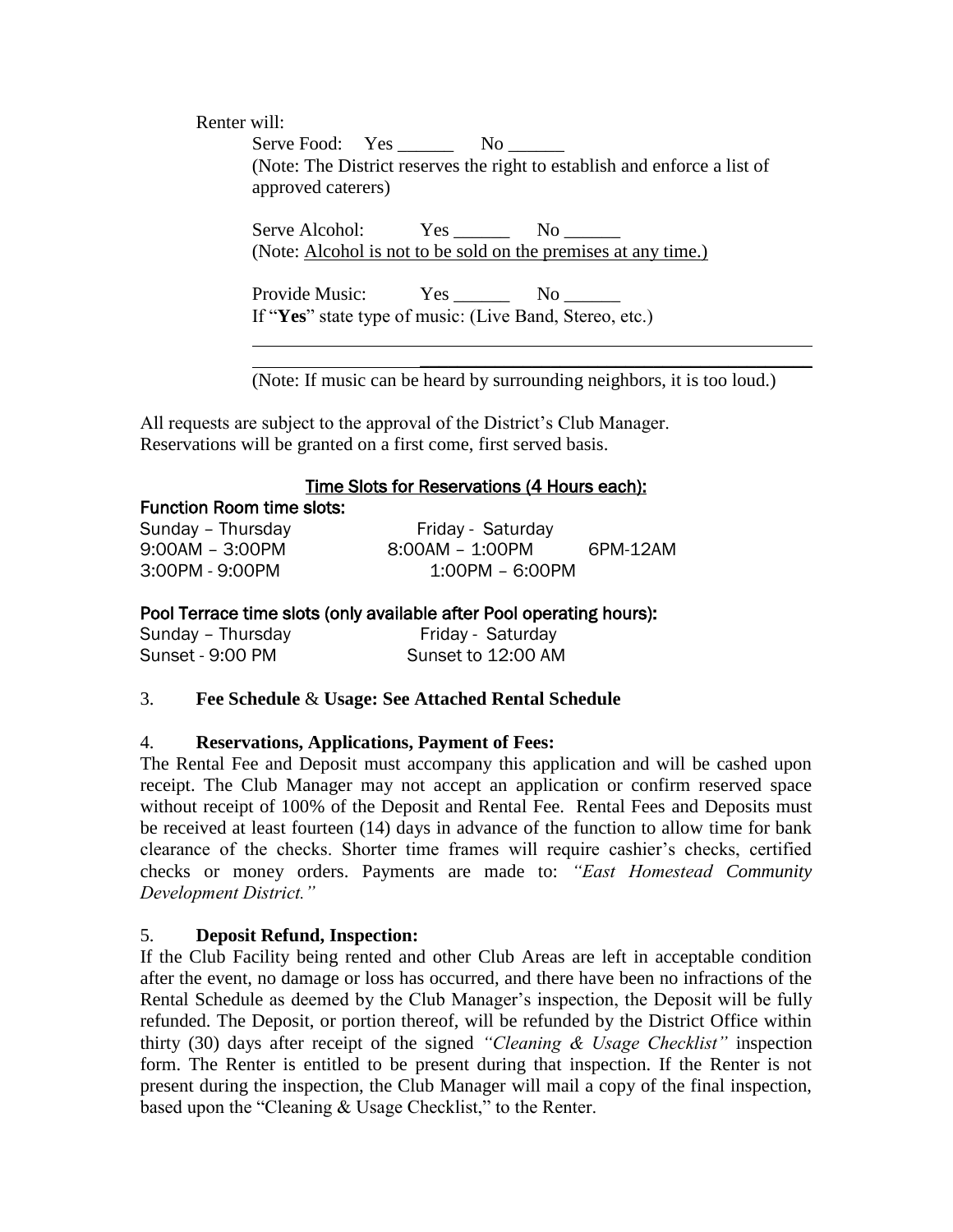Renter will:

Serve Food: Yes ______ No ______
(Note: The District reserves the right to establish and enforce a list of approved caterers)

Serve Alcohol: Yes ______ No ______
(Note: Alcohol is not to be sold on the premises at any time.)

Provide Music: Yes ______ No ______
If "**Yes**" state type of music: (Live Band, Stereo, etc.)

______________________________________________________________

______________________________________________________________

(Note: If music can be heard by surrounding neighbors, it is too loud.)

All requests are subject to the approval of the District's Club Manager.
Reservations will be granted on a first come, first served basis.

**Time Slots for Reservations (4 Hours each):**

**Function Room time slots:**

| Sunday – Thursday | Friday - Saturday | |
|---|---|---|
| 9:00AM – 3:00PM | 8:00AM – 1:00PM | 6PM-12AM |
| 3:00PM - 9:00PM | 1:00PM – 6:00PM | |

**Pool Terrace time slots (only available after Pool operating hours):**

| Sunday – Thursday | Friday - Saturday |
|---|---|
| Sunset - 9:00 PM | Sunset to 12:00 AM |

3. **Fee Schedule** & **Usage: See Attached Rental Schedule**

4. **Reservations, Applications, Payment of Fees:**

The Rental Fee and Deposit must accompany this application and will be cashed upon receipt. The Club Manager may not accept an application or confirm reserved space without receipt of 100% of the Deposit and Rental Fee. Rental Fees and Deposits must be received at least fourteen (14) days in advance of the function to allow time for bank clearance of the checks. Shorter time frames will require cashier's checks, certified checks or money orders. Payments are made to: *"East Homestead Community Development District."*

5. **Deposit Refund, Inspection:**

If the Club Facility being rented and other Club Areas are left in acceptable condition after the event, no damage or loss has occurred, and there have been no infractions of the Rental Schedule as deemed by the Club Manager's inspection, the Deposit will be fully refunded. The Deposit, or portion thereof, will be refunded by the District Office within thirty (30) days after receipt of the signed *"Cleaning & Usage Checklist"* inspection form. The Renter is entitled to be present during that inspection. If the Renter is not present during the inspection, the Club Manager will mail a copy of the final inspection, based upon the "Cleaning & Usage Checklist," to the Renter.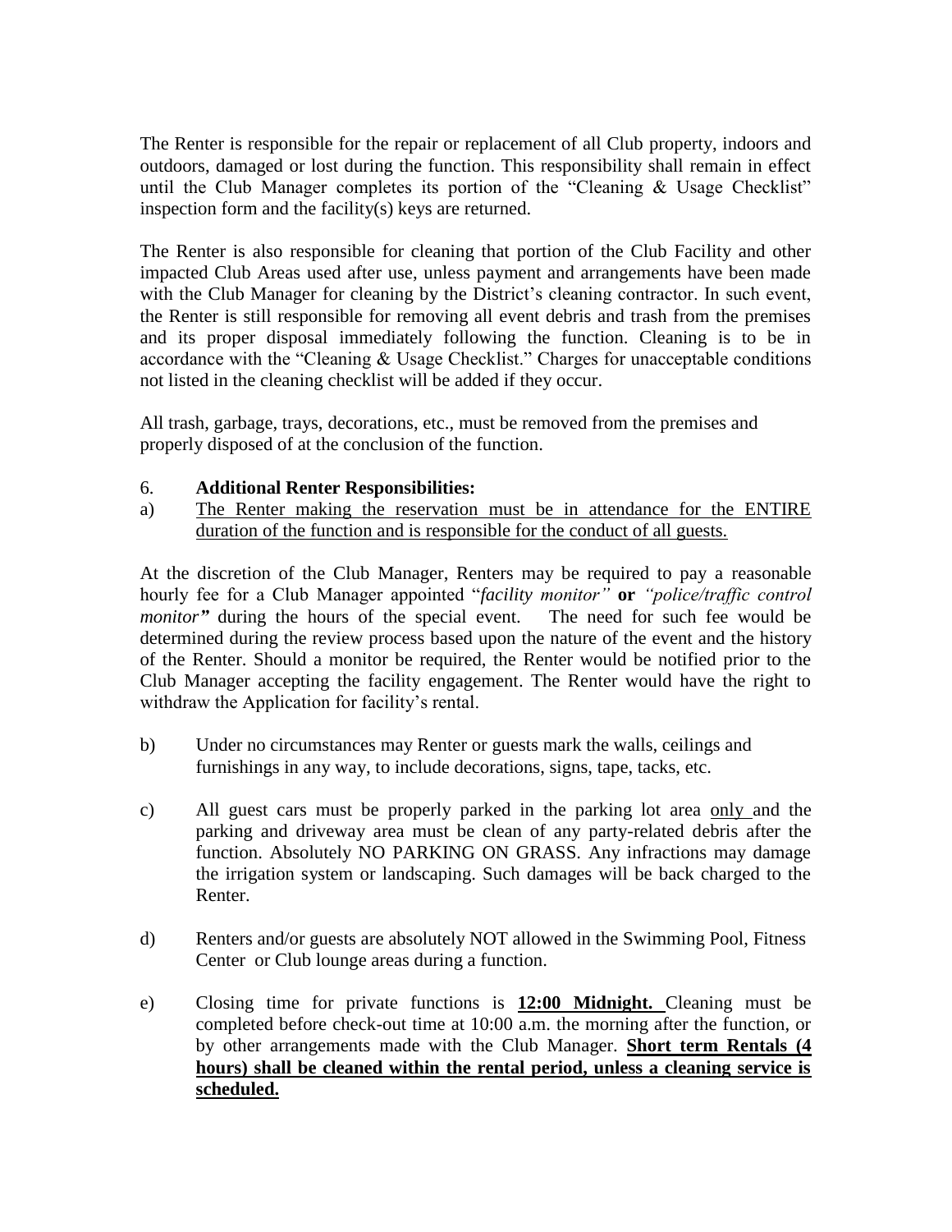The Renter is responsible for the repair or replacement of all Club property, indoors and outdoors, damaged or lost during the function. This responsibility shall remain in effect until the Club Manager completes its portion of the "Cleaning & Usage Checklist" inspection form and the facility(s) keys are returned.

The Renter is also responsible for cleaning that portion of the Club Facility and other impacted Club Areas used after use, unless payment and arrangements have been made with the Club Manager for cleaning by the District's cleaning contractor. In such event, the Renter is still responsible for removing all event debris and trash from the premises and its proper disposal immediately following the function. Cleaning is to be in accordance with the "Cleaning & Usage Checklist." Charges for unacceptable conditions not listed in the cleaning checklist will be added if they occur.

All trash, garbage, trays, decorations, etc., must be removed from the premises and properly disposed of at the conclusion of the function.

6. **Additional Renter Responsibilities:**

a) <u>The Renter making the reservation must be in attendance for the ENTIRE duration of the function and is responsible for the conduct of all guests.</u>

At the discretion of the Club Manager, Renters may be required to pay a reasonable hourly fee for a Club Manager appointed "*facility monitor"* **or** *"police/traffic control monitor"* during the hours of the special event. The need for such fee would be determined during the review process based upon the nature of the event and the history of the Renter. Should a monitor be required, the Renter would be notified prior to the Club Manager accepting the facility engagement. The Renter would have the right to withdraw the Application for facility's rental.

b) Under no circumstances may Renter or guests mark the walls, ceilings and furnishings in any way, to include decorations, signs, tape, tacks, etc.

c) All guest cars must be properly parked in the parking lot area <u>only</u> and the parking and driveway area must be clean of any party-related debris after the function. Absolutely NO PARKING ON GRASS. Any infractions may damage the irrigation system or landscaping. Such damages will be back charged to the Renter.

d) Renters and/or guests are absolutely NOT allowed in the Swimming Pool, Fitness Center or Club lounge areas during a function.

e) Closing time for private functions is **<u>12:00 Midnight.</u>** Cleaning must be completed before check-out time at 10:00 a.m. the morning after the function, or by other arrangements made with the Club Manager. **<u>Short term Rentals (4 hours) shall be cleaned within the rental period, unless a cleaning service is scheduled.</u>**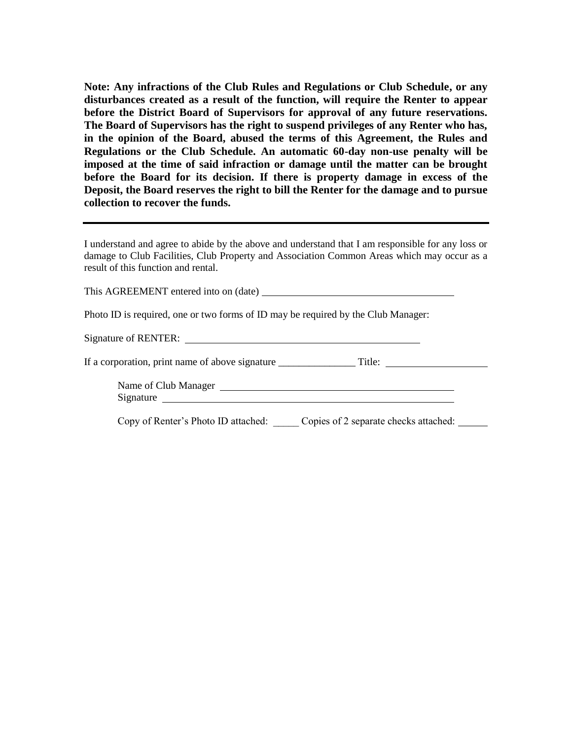**Note: Any infractions of the Club Rules and Regulations or Club Schedule, or any disturbances created as a result of the function, will require the Renter to appear before the District Board of Supervisors for approval of any future reservations. The Board of Supervisors has the right to suspend privileges of any Renter who has, in the opinion of the Board, abused the terms of this Agreement, the Rules and Regulations or the Club Schedule. An automatic 60-day non-use penalty will be imposed at the time of said infraction or damage until the matter can be brought before the Board for its decision. If there is property damage in excess of the Deposit, the Board reserves the right to bill the Renter for the damage and to pursue collection to recover the funds.**

---

I understand and agree to abide by the above and understand that I am responsible for any loss or damage to Club Facilities, Club Property and Association Common Areas which may occur as a result of this function and rental.

This AGREEMENT entered into on (date) ______________________________________

Photo ID is required, one or two forms of ID may be required by the Club Manager:

Signature of RENTER: ______________________________________________

If a corporation, print name of above signature _______________ Title: ____________________

Name of Club Manager ______________________________________________

Signature ________________________________________________________

Copy of Renter's Photo ID attached: _____ Copies of 2 separate checks attached: ______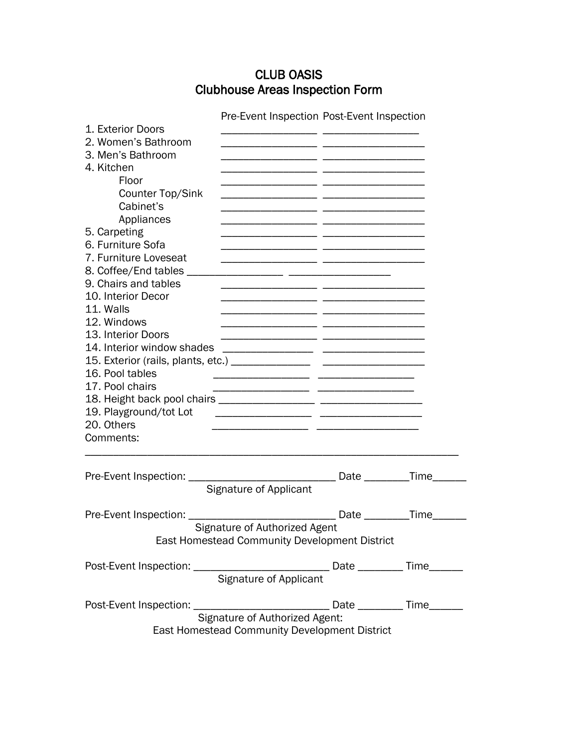# CLUB OASIS
## Clubhouse Areas Inspection Form

| | Pre-Event Inspection | Post-Event Inspection |
|---|---|---|
| 1. Exterior Doors | ________________ | ________________ |
| 2. Women's Bathroom | ________________ | ________________ |
| 3. Men's Bathroom | ________________ | ________________ |
| 4. Kitchen | ________________ | ________________ |
| Floor | ________________ | ________________ |
| Counter Top/Sink | ________________ | ________________ |
| Cabinet's | ________________ | ________________ |
| Appliances | ________________ | ________________ |
| 5. Carpeting | ________________ | ________________ |
| 6. Furniture Sofa | ________________ | ________________ |
| 7. Furniture Loveseat | ________________ | ________________ |
| 8. Coffee/End tables | ________________ | ________________ |
| 9. Chairs and tables | ________________ | ________________ |
| 10. Interior Decor | ________________ | ________________ |
| 11. Walls | ________________ | ________________ |
| 12. Windows | ________________ | ________________ |
| 13. Interior Doors | ________________ | ________________ |
| 14. Interior window shades | ________________ | ________________ |
| 15. Exterior (rails, plants, etc.) | ________________ | ________________ |
| 16. Pool tables | ________________ | ________________ |
| 17. Pool chairs | ________________ | ________________ |
| 18. Height back pool chairs | ________________ | ________________ |
| 19. Playground/tot Lot | ________________ | ________________ |
| 20. Others | ________________ | ________________ |

Comments:

_____________________________________________________________________

Pre-Event Inspection: __________________________ Date ________Time______
Signature of Applicant

Pre-Event Inspection: __________________________ Date ________Time______
Signature of Authorized Agent
East Homestead Community Development District

Post-Event Inspection: ________________________ Date ________ Time______
Signature of Applicant

Post-Event Inspection: ________________________ Date ________ Time______
Signature of Authorized Agent:
East Homestead Community Development District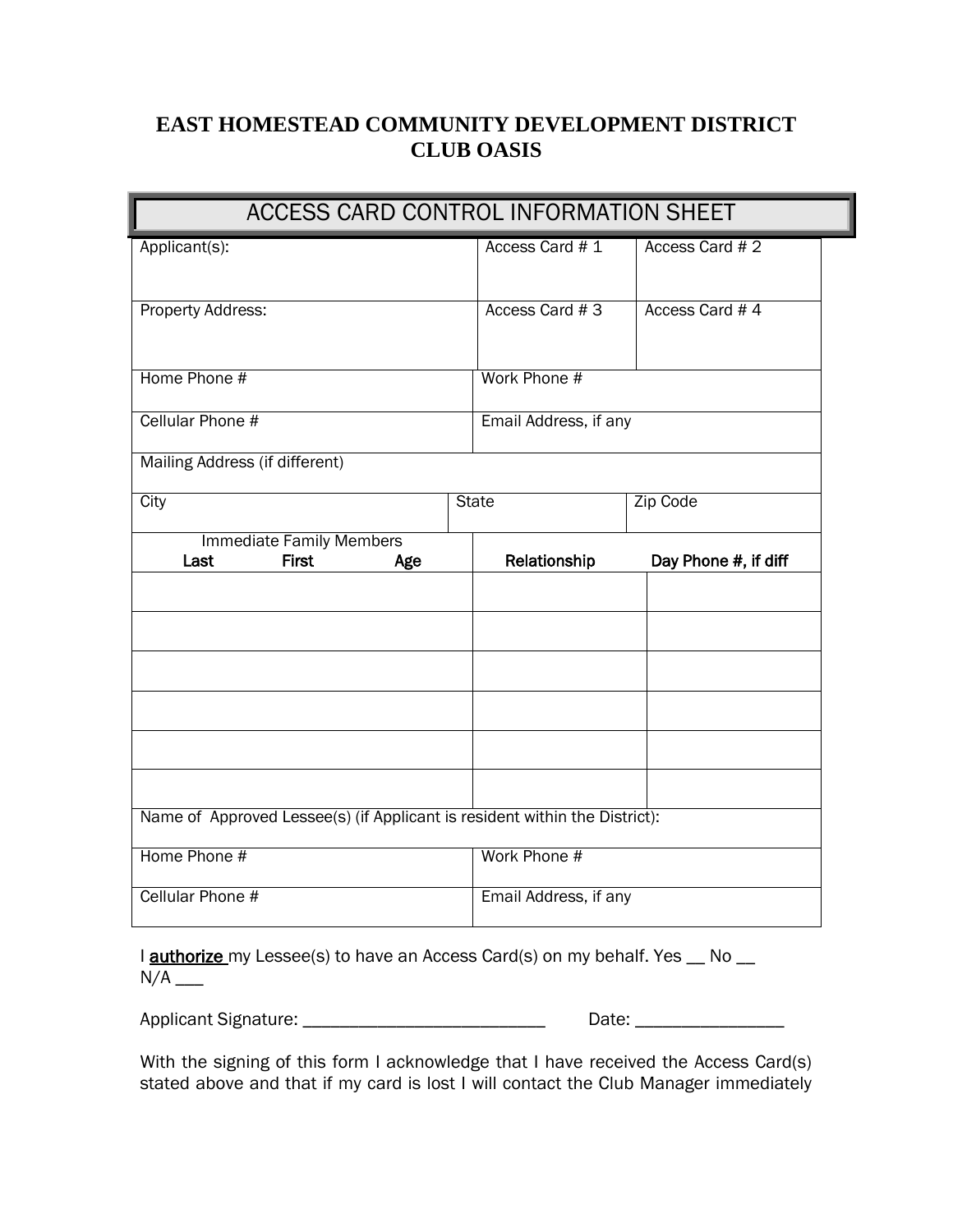# EAST HOMESTEAD COMMUNITY DEVELOPMENT DISTRICT
# CLUB OASIS

## ACCESS CARD CONTROL INFORMATION SHEET

| Applicant(s): | Access Card # 1 | Access Card # 2 |
|---|---|---|
| Property Address: | Access Card # 3 | Access Card # 4 |

| Home Phone # | Work Phone # |
|---|---|
| Cellular Phone # | Email Address, if any |

| Mailing Address (if different) | | |
|---|---|---|
| City | State | Zip Code |

| Immediate Family Members<br>Last First Age | **Relationship** | **Day Phone #, if diff** |
|---|---|---|
| | | |
| | | |
| | | |
| | | |
| | | |
| | | |

| Name of Approved Lessee(s) (if Applicant is resident within the District): | |
|---|---|
| Home Phone # | Work Phone # |
| Cellular Phone # | Email Address, if any |

I **authorize** my Lessee(s) to have an Access Card(s) on my behalf. Yes __ No __ N/A ___

Applicant Signature: ___________________________ Date: ________________

With the signing of this form I acknowledge that I have received the Access Card(s) stated above and that if my card is lost I will contact the Club Manager immediately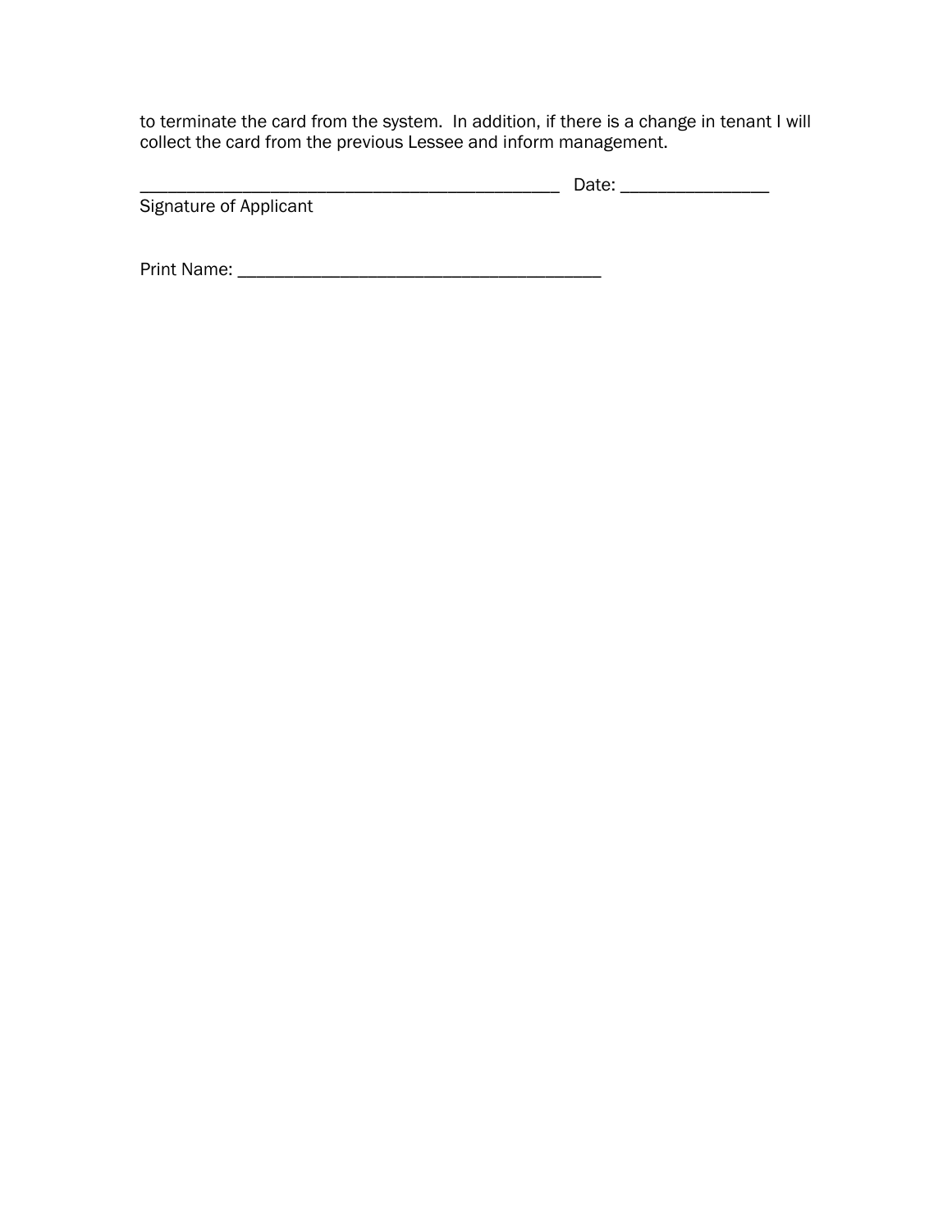to terminate the card from the system.  In addition, if there is a change in tenant I will collect the card from the previous Lessee and inform management.

_____________________________________________  Date: ________________
Signature of Applicant

Print Name: _______________________________________